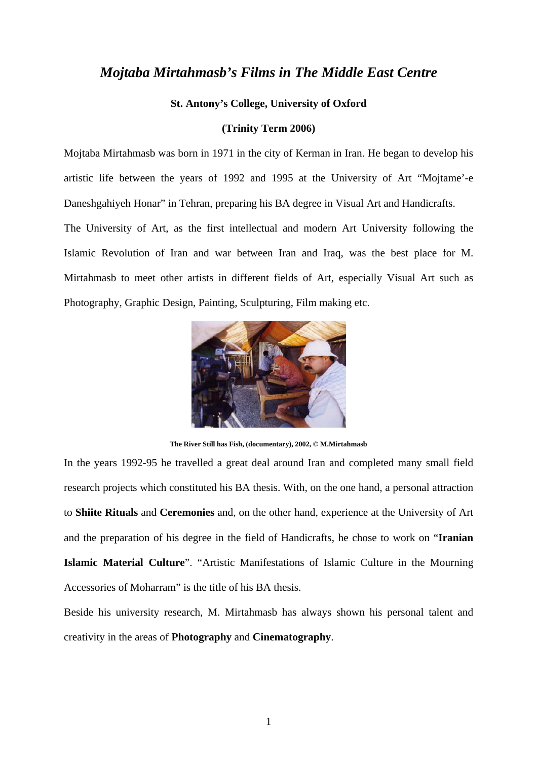# *Mojtaba Mirtahmasb's Films in The Middle East Centre*

**St. Antony's College, University of Oxford**

**(Trinity Term 2006)**

Mojtaba Mirtahmasb was born in 1971 in the city of Kerman in Iran. He began to develop his artistic life between the years of 1992 and 1995 at the University of Art "Mojtame'-e Daneshgahiyeh Honar" in Tehran, preparing his BA degree in Visual Art and Handicrafts.

The University of Art, as the first intellectual and modern Art University following the Islamic Revolution of Iran and war between Iran and Iraq, was the best place for M. Mirtahmasb to meet other artists in different fields of Art, especially Visual Art such as Photography, Graphic Design, Painting, Sculpturing, Film making etc.

**The River Still has Fish, (documentary), 2002, © M.Mirtahmasb**

In the years 1992-95 he travelled a great deal around Iran and completed many small field research projects which constituted his BA thesis. With, on the one hand, a personal attraction to **Shiite Rituals** and **Ceremonies** and, on the other hand, experience at the University of Art and the preparation of his degree in the field of Handicrafts, he chose to work on "**Iranian Islamic Material Culture**". "Artistic Manifestations of Islamic Culture in the Mourning Accessories of Moharram" is the title of his BA thesis.

Beside his university research, M. Mirtahmasb has always shown his personal talent and creativity in the areas of **Photography** and **Cinematography**.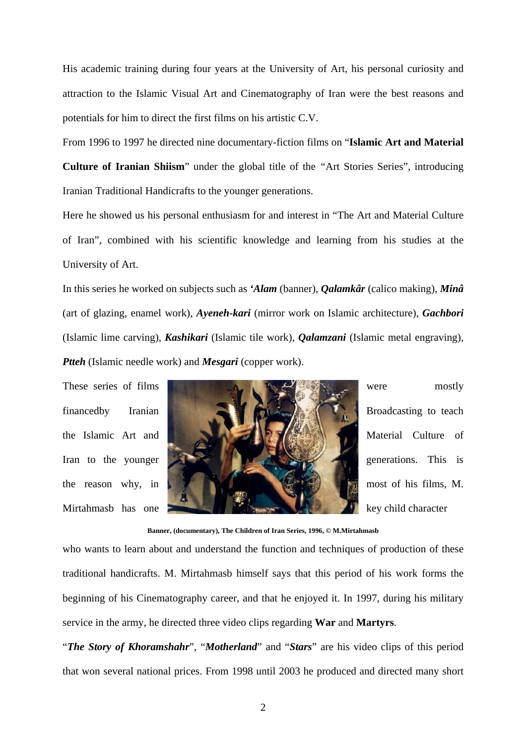His academic training during four years at the University of Art, his personal curiosity and attraction to the Islamic Visual Art and Cinematography of Iran were the best reasons and potentials for him to direct the first films on his artistic C.V.

From 1996 to 1997 he directed nine documentary-fiction films on "**Islamic Art and Material Culture of Iranian Shiism**" under the global title of the "Art Stories Series", introducing Iranian Traditional Handicrafts to the younger generations.

Here he showed us his personal enthusiasm for and interest in "The Art and Material Culture of Iran", combined with his scientific knowledge and learning from his studies at the University of Art.

In this series he worked on subjects such as ***'Alam*** (banner), ***Qalamkâr*** (calico making), ***Minâ*** (art of glazing, enamel work), ***Ayeneh-kari*** (mirror work on Islamic architecture), ***Gachbori*** (Islamic lime carving), ***Kashikari*** (Islamic tile work), ***Qalamzani*** (Islamic metal engraving), ***Ptteh*** (Islamic needle work) and ***Mesgari*** (copper work).

These series of films were mostly financedby Iranian Broadcasting to teach the Islamic Art and Material Culture of Iran to the younger generations. This is the reason why, in most of his films, M. Mirtahmasb has one key child character who wants to learn about and understand the function and techniques of production of these traditional handicrafts. M. Mirtahmasb himself says that this period of his work forms the beginning of his Cinematography career, and that he enjoyed it. In 1997, during his military service in the army, he directed three video clips regarding **War** and **Martyrs**.

**Banner, (documentary), The Children of Iran Series, 1996, © M.Mirtahmasb**

"***The Story of Khoramshahr***", "***Motherland***" and "***Stars***" are his video clips of this period that won several national prices. From 1998 until 2003 he produced and directed many short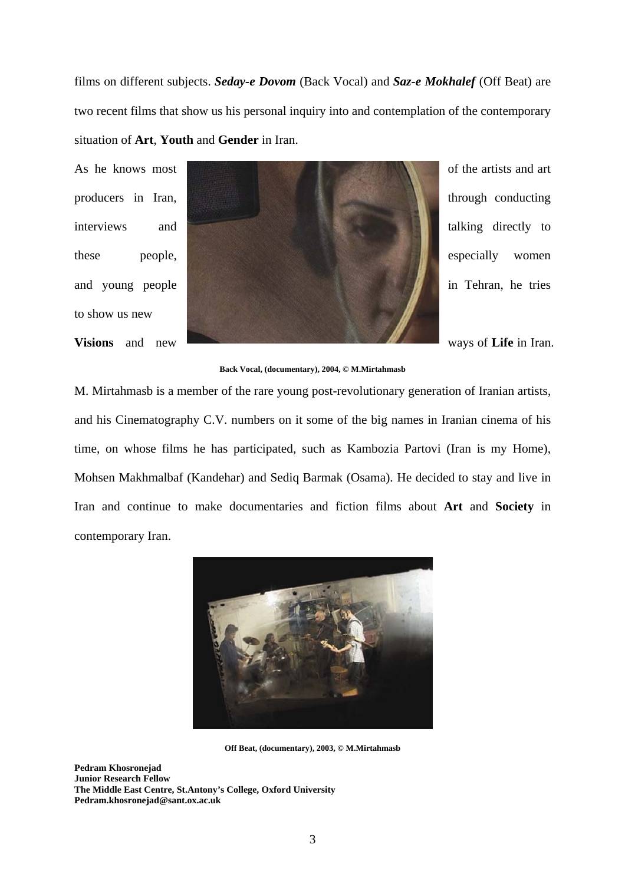films on different subjects. ***Seday-e Dovom*** (Back Vocal) and ***Saz-e Mokhalef*** (Off Beat) are two recent films that show us his personal inquiry into and contemplation of the contemporary situation of **Art**, **Youth** and **Gender** in Iran.

As he knows most of the artists and art producers in Iran, through conducting interviews and talking directly to these people, especially women and young people in Tehran, he tries to show us new **Visions** and new ways of **Life** in Iran.

**Back Vocal, (documentary), 2004, © M.Mirtahmasb**

M. Mirtahmasb is a member of the rare young post-revolutionary generation of Iranian artists, and his Cinematography C.V. numbers on it some of the big names in Iranian cinema of his time, on whose films he has participated, such as Kambozia Partovi (Iran is my Home), Mohsen Makhmalbaf (Kandehar) and Sediq Barmak (Osama). He decided to stay and live in Iran and continue to make documentaries and fiction films about **Art** and **Society** in contemporary Iran.

**Off Beat, (documentary), 2003, © M.Mirtahmasb**

**Pedram Khosronejad**
**Junior Research Fellow**
**The Middle East Centre, St.Antony's College, Oxford University**
**Pedram.khosronejad@sant.ox.ac.uk**